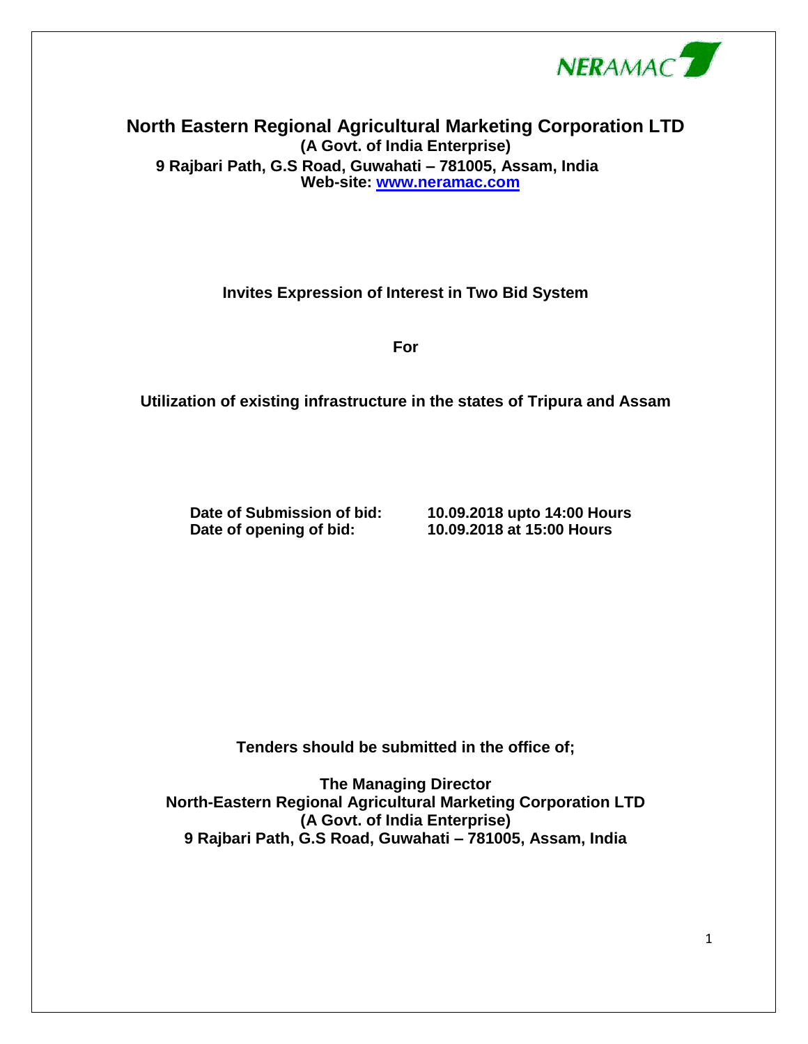NERAMAC

# North Eastern Regional Agricultural Marketing Corporation LTD

**(A Govt. of India Enterprise)**
**9 Rajbari Path, G.S Road, Guwahati – 781005, Assam, India**
**Web-site: www.neramac.com**

**Invites Expression of Interest in Two Bid System**

**For**

**Utilization of existing infrastructure in the states of Tripura and Assam**

| | |
|---|---|
| **Date of Submission of bid:** | **10.09.2018 upto 14:00 Hours** |
| **Date of opening of bid:** | **10.09.2018 at 15:00 Hours** |

**Tenders should be submitted in the office of;**

**The Managing Director**
**North-Eastern Regional Agricultural Marketing Corporation LTD**
**(A Govt. of India Enterprise)**
**9 Rajbari Path, G.S Road, Guwahati – 781005, Assam, India**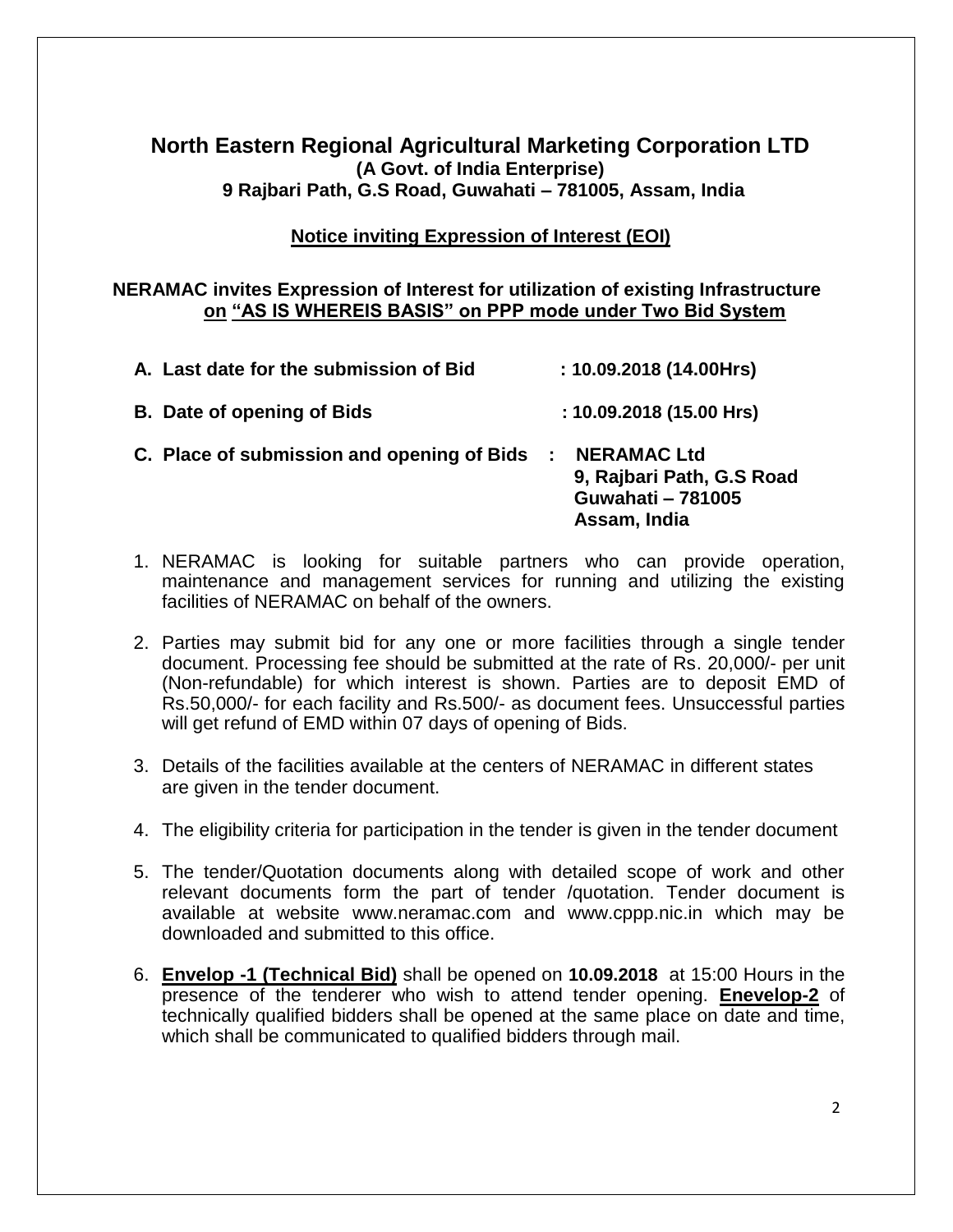# North Eastern Regional Agricultural Marketing Corporation LTD

**(A Govt. of India Enterprise)**
**9 Rajbari Path, G.S Road, Guwahati – 781005, Assam, India**

## Notice inviting Expression of Interest (EOI)

**NERAMAC invites Expression of Interest for utilization of existing Infrastructure on "AS IS WHEREIS BASIS" on PPP mode under Two Bid System**

**A. Last date for the submission of Bid : 10.09.2018 (14.00Hrs)**

**B. Date of opening of Bids : 10.09.2018 (15.00 Hrs)**

**C. Place of submission and opening of Bids : NERAMAC Ltd**
**9, Rajbari Path, G.S Road**
**Guwahati – 781005**
**Assam, India**

1. NERAMAC is looking for suitable partners who can provide operation, maintenance and management services for running and utilizing the existing facilities of NERAMAC on behalf of the owners.
2. Parties may submit bid for any one or more facilities through a single tender document. Processing fee should be submitted at the rate of Rs. 20,000/- per unit (Non-refundable) for which interest is shown. Parties are to deposit EMD of Rs.50,000/- for each facility and Rs.500/- as document fees. Unsuccessful parties will get refund of EMD within 07 days of opening of Bids.
3. Details of the facilities available at the centers of NERAMAC in different states are given in the tender document.
4. The eligibility criteria for participation in the tender is given in the tender document
5. The tender/Quotation documents along with detailed scope of work and other relevant documents form the part of tender /quotation. Tender document is available at website www.neramac.com and www.cppp.nic.in which may be downloaded and submitted to this office.
6. **Envelop -1 (Technical Bid)** shall be opened on **10.09.2018** at 15:00 Hours in the presence of the tenderer who wish to attend tender opening. **Enevelop-2** of technically qualified bidders shall be opened at the same place on date and time, which shall be communicated to qualified bidders through mail.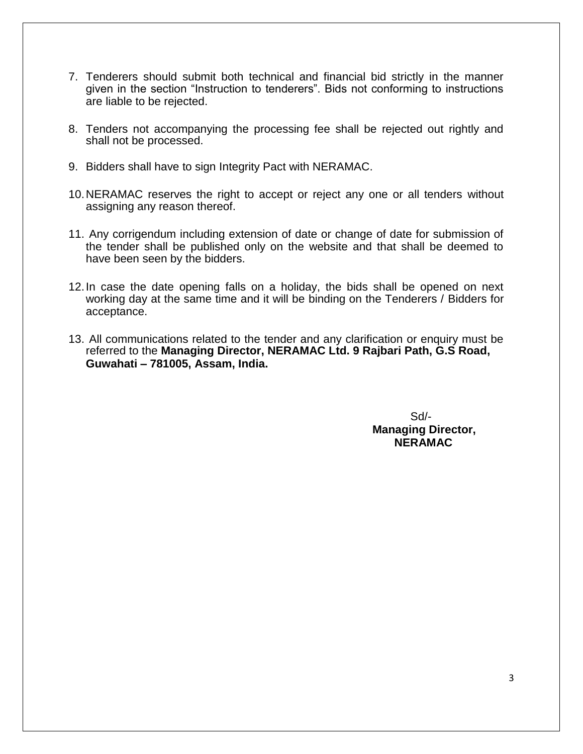7. Tenderers should submit both technical and financial bid strictly in the manner given in the section "Instruction to tenderers". Bids not conforming to instructions are liable to be rejected.

8. Tenders not accompanying the processing fee shall be rejected out rightly and shall not be processed.

9. Bidders shall have to sign Integrity Pact with NERAMAC.

10. NERAMAC reserves the right to accept or reject any one or all tenders without assigning any reason thereof.

11. Any corrigendum including extension of date or change of date for submission of the tender shall be published only on the website and that shall be deemed to have been seen by the bidders.

12. In case the date opening falls on a holiday, the bids shall be opened on next working day at the same time and it will be binding on the Tenderers / Bidders for acceptance.

13. All communications related to the tender and any clarification or enquiry must be referred to the **Managing Director, NERAMAC Ltd. 9 Rajbari Path, G.S Road, Guwahati – 781005, Assam, India.**

Sd/-
**Managing Director,**
**NERAMAC**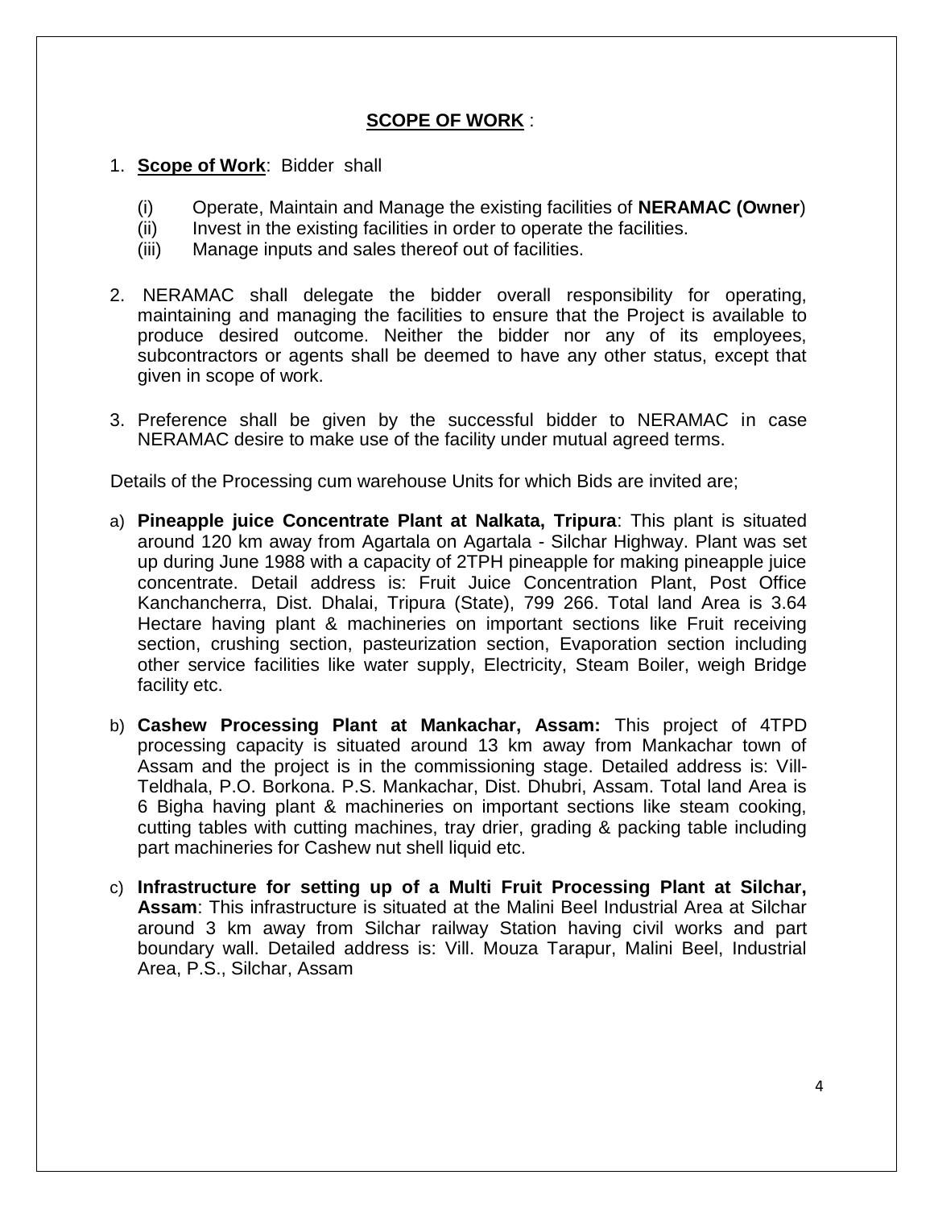## SCOPE OF WORK :

1. **Scope of Work**: Bidder shall

   (i) Operate, Maintain and Manage the existing facilities of **NERAMAC (Owner**)
   (ii) Invest in the existing facilities in order to operate the facilities.
   (iii) Manage inputs and sales thereof out of facilities.

2. NERAMAC shall delegate the bidder overall responsibility for operating, maintaining and managing the facilities to ensure that the Project is available to produce desired outcome. Neither the bidder nor any of its employees, subcontractors or agents shall be deemed to have any other status, except that given in scope of work.

3. Preference shall be given by the successful bidder to NERAMAC in case NERAMAC desire to make use of the facility under mutual agreed terms.

Details of the Processing cum warehouse Units for which Bids are invited are;

a) **Pineapple juice Concentrate Plant at Nalkata, Tripura**: This plant is situated around 120 km away from Agartala on Agartala - Silchar Highway. Plant was set up during June 1988 with a capacity of 2TPH pineapple for making pineapple juice concentrate. Detail address is: Fruit Juice Concentration Plant, Post Office Kanchancherra, Dist. Dhalai, Tripura (State), 799 266. Total land Area is 3.64 Hectare having plant & machineries on important sections like Fruit receiving section, crushing section, pasteurization section, Evaporation section including other service facilities like water supply, Electricity, Steam Boiler, weigh Bridge facility etc.

b) **Cashew Processing Plant at Mankachar, Assam:** This project of 4TPD processing capacity is situated around 13 km away from Mankachar town of Assam and the project is in the commissioning stage. Detailed address is: Vill-Teldhala, P.O. Borkona. P.S. Mankachar, Dist. Dhubri, Assam. Total land Area is 6 Bigha having plant & machineries on important sections like steam cooking, cutting tables with cutting machines, tray drier, grading & packing table including part machineries for Cashew nut shell liquid etc.

c) **Infrastructure for setting up of a Multi Fruit Processing Plant at Silchar, Assam**: This infrastructure is situated at the Malini Beel Industrial Area at Silchar around 3 km away from Silchar railway Station having civil works and part boundary wall. Detailed address is: Vill. Mouza Tarapur, Malini Beel, Industrial Area, P.S., Silchar, Assam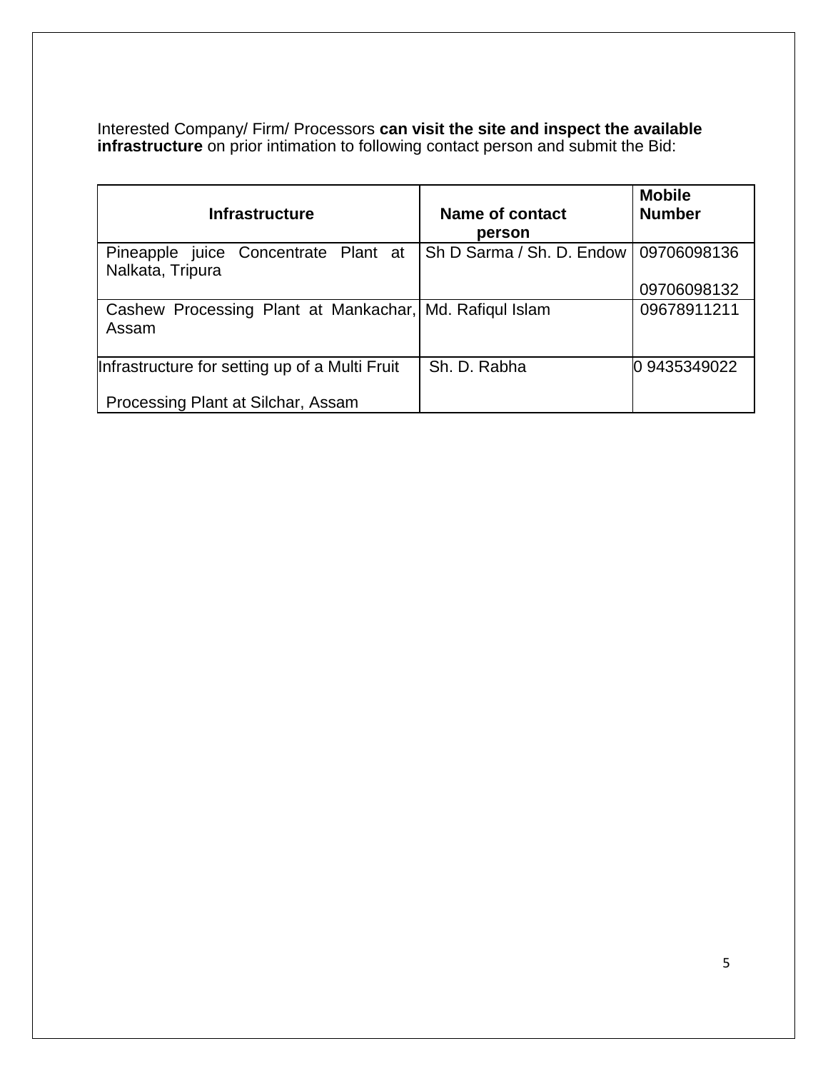Interested Company/ Firm/ Processors **can visit the site and inspect the available infrastructure** on prior intimation to following contact person and submit the Bid:

| Infrastructure | Name of contact person | Mobile Number |
|---|---|---|
| Pineapple juice Concentrate Plant at Nalkata, Tripura | Sh D Sarma / Sh. D. Endow | 09706098136<br><br>09706098132 |
| Cashew Processing Plant at Mankachar, Assam | Md. Rafiqul Islam | 09678911211 |
| Infrastructure for setting up of a Multi Fruit Processing Plant at Silchar, Assam | Sh. D. Rabha | 0 9435349022 |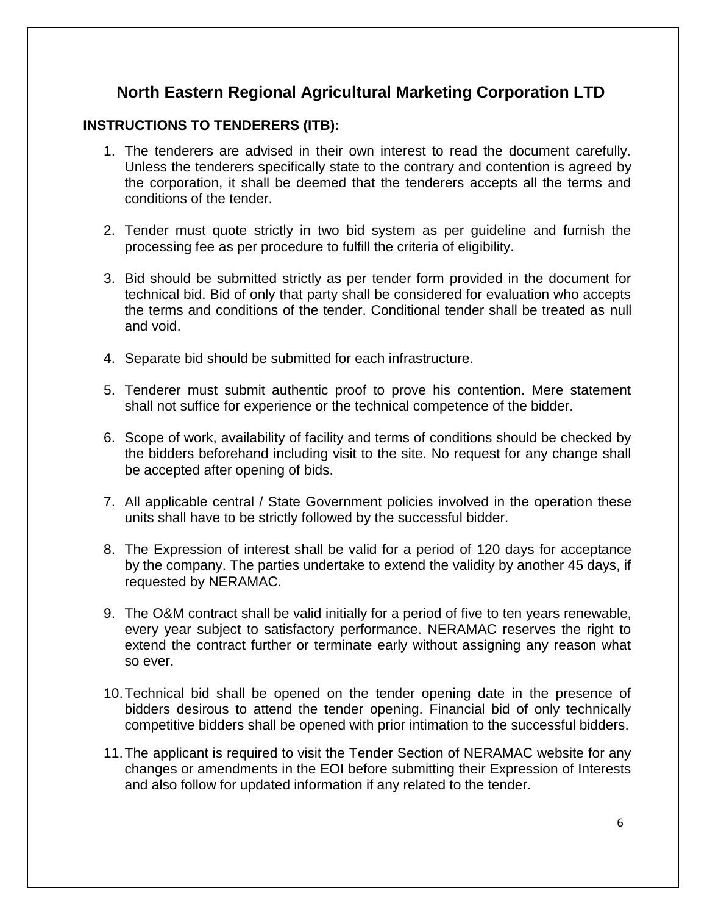# North Eastern Regional Agricultural Marketing Corporation LTD

**INSTRUCTIONS TO TENDERERS (ITB):**

1. The tenderers are advised in their own interest to read the document carefully. Unless the tenderers specifically state to the contrary and contention is agreed by the corporation, it shall be deemed that the tenderers accepts all the terms and conditions of the tender.

2. Tender must quote strictly in two bid system as per guideline and furnish the processing fee as per procedure to fulfill the criteria of eligibility.

3. Bid should be submitted strictly as per tender form provided in the document for technical bid. Bid of only that party shall be considered for evaluation who accepts the terms and conditions of the tender. Conditional tender shall be treated as null and void.

4. Separate bid should be submitted for each infrastructure.

5. Tenderer must submit authentic proof to prove his contention. Mere statement shall not suffice for experience or the technical competence of the bidder.

6. Scope of work, availability of facility and terms of conditions should be checked by the bidders beforehand including visit to the site. No request for any change shall be accepted after opening of bids.

7. All applicable central / State Government policies involved in the operation these units shall have to be strictly followed by the successful bidder.

8. The Expression of interest shall be valid for a period of 120 days for acceptance by the company. The parties undertake to extend the validity by another 45 days, if requested by NERAMAC.

9. The O&M contract shall be valid initially for a period of five to ten years renewable, every year subject to satisfactory performance. NERAMAC reserves the right to extend the contract further or terminate early without assigning any reason what so ever.

10. Technical bid shall be opened on the tender opening date in the presence of bidders desirous to attend the tender opening. Financial bid of only technically competitive bidders shall be opened with prior intimation to the successful bidders.

11. The applicant is required to visit the Tender Section of NERAMAC website for any changes or amendments in the EOI before submitting their Expression of Interests and also follow for updated information if any related to the tender.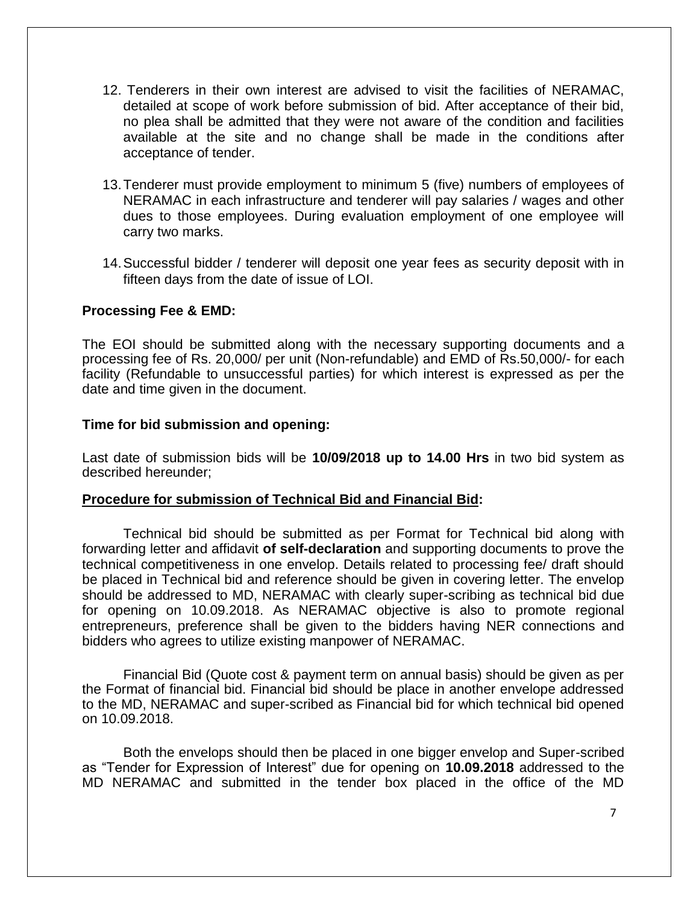12. Tenderers in their own interest are advised to visit the facilities of NERAMAC, detailed at scope of work before submission of bid. After acceptance of their bid, no plea shall be admitted that they were not aware of the condition and facilities available at the site and no change shall be made in the conditions after acceptance of tender.

13. Tenderer must provide employment to minimum 5 (five) numbers of employees of NERAMAC in each infrastructure and tenderer will pay salaries / wages and other dues to those employees. During evaluation employment of one employee will carry two marks.

14. Successful bidder / tenderer will deposit one year fees as security deposit with in fifteen days from the date of issue of LOI.

**Processing Fee & EMD:**

The EOI should be submitted along with the necessary supporting documents and a processing fee of Rs. 20,000/ per unit (Non-refundable) and EMD of Rs.50,000/- for each facility (Refundable to unsuccessful parties) for which interest is expressed as per the date and time given in the document.

**Time for bid submission and opening:**

Last date of submission bids will be **10/09/2018 up to 14.00 Hrs** in two bid system as described hereunder;

**<u>Procedure for submission of Technical Bid and Financial Bid</u>:**

Technical bid should be submitted as per Format for Technical bid along with forwarding letter and affidavit **of self-declaration** and supporting documents to prove the technical competitiveness in one envelop. Details related to processing fee/ draft should be placed in Technical bid and reference should be given in covering letter. The envelop should be addressed to MD, NERAMAC with clearly super-scribing as technical bid due for opening on 10.09.2018. As NERAMAC objective is also to promote regional entrepreneurs, preference shall be given to the bidders having NER connections and bidders who agrees to utilize existing manpower of NERAMAC.

Financial Bid (Quote cost & payment term on annual basis) should be given as per the Format of financial bid. Financial bid should be place in another envelope addressed to the MD, NERAMAC and super-scribed as Financial bid for which technical bid opened on 10.09.2018.

Both the envelops should then be placed in one bigger envelop and Super-scribed as "Tender for Expression of Interest" due for opening on **10.09.2018** addressed to the MD NERAMAC and submitted in the tender box placed in the office of the MD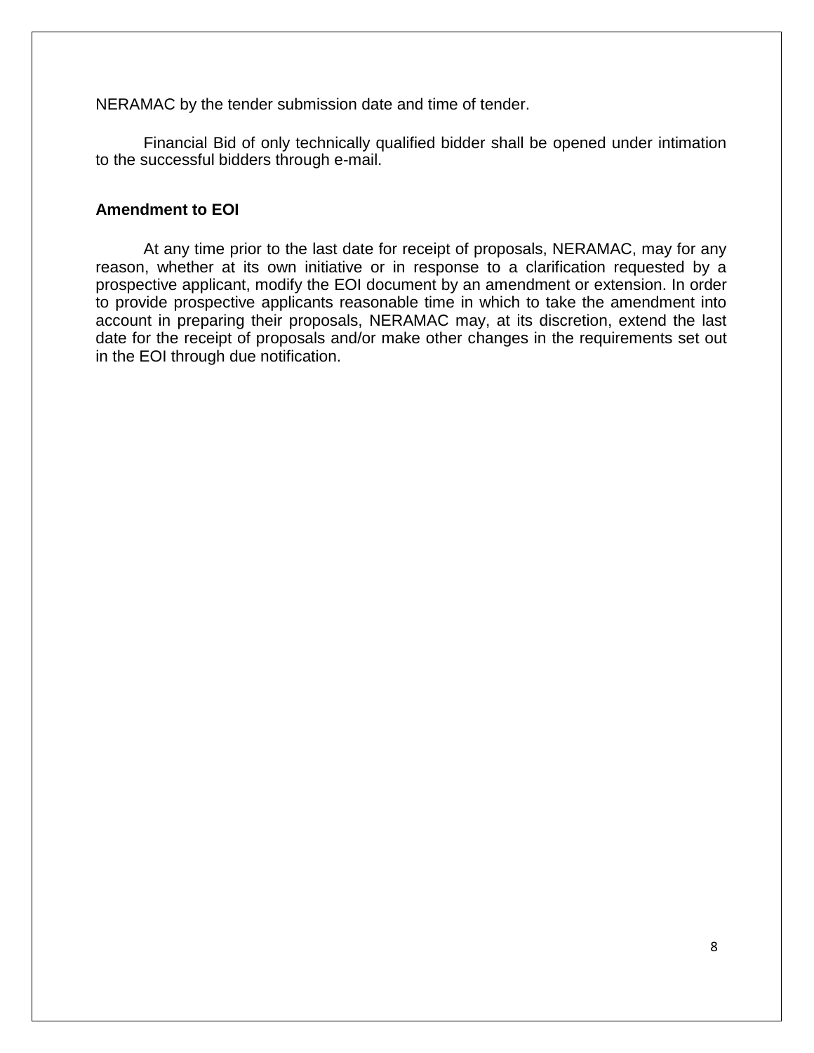NERAMAC by the tender submission date and time of tender.

Financial Bid of only technically qualified bidder shall be opened under intimation to the successful bidders through e-mail.

**Amendment to EOI**

At any time prior to the last date for receipt of proposals, NERAMAC, may for any reason, whether at its own initiative or in response to a clarification requested by a prospective applicant, modify the EOI document by an amendment or extension. In order to provide prospective applicants reasonable time in which to take the amendment into account in preparing their proposals, NERAMAC may, at its discretion, extend the last date for the receipt of proposals and/or make other changes in the requirements set out in the EOI through due notification.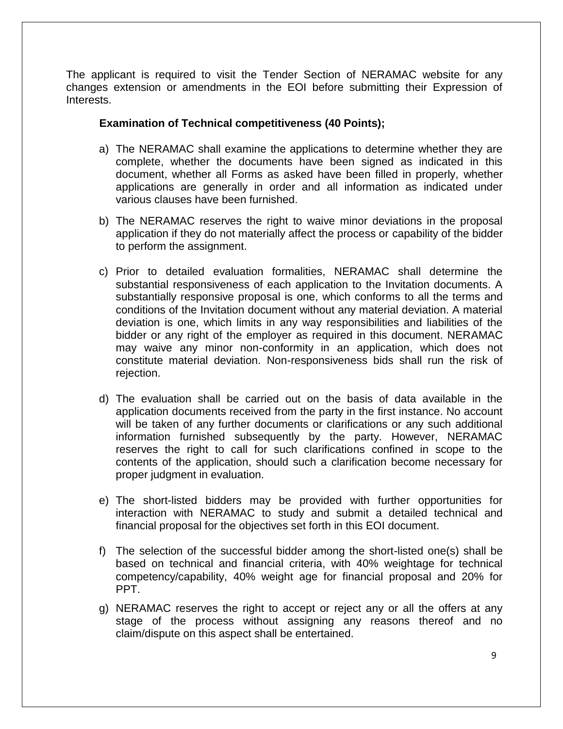The applicant is required to visit the Tender Section of NERAMAC website for any changes extension or amendments in the EOI before submitting their Expression of Interests.

**Examination of Technical competitiveness (40 Points);**

a) The NERAMAC shall examine the applications to determine whether they are complete, whether the documents have been signed as indicated in this document, whether all Forms as asked have been filled in properly, whether applications are generally in order and all information as indicated under various clauses have been furnished.

b) The NERAMAC reserves the right to waive minor deviations in the proposal application if they do not materially affect the process or capability of the bidder to perform the assignment.

c) Prior to detailed evaluation formalities, NERAMAC shall determine the substantial responsiveness of each application to the Invitation documents. A substantially responsive proposal is one, which conforms to all the terms and conditions of the Invitation document without any material deviation. A material deviation is one, which limits in any way responsibilities and liabilities of the bidder or any right of the employer as required in this document. NERAMAC may waive any minor non-conformity in an application, which does not constitute material deviation. Non-responsiveness bids shall run the risk of rejection.

d) The evaluation shall be carried out on the basis of data available in the application documents received from the party in the first instance. No account will be taken of any further documents or clarifications or any such additional information furnished subsequently by the party. However, NERAMAC reserves the right to call for such clarifications confined in scope to the contents of the application, should such a clarification become necessary for proper judgment in evaluation.

e) The short-listed bidders may be provided with further opportunities for interaction with NERAMAC to study and submit a detailed technical and financial proposal for the objectives set forth in this EOI document.

f) The selection of the successful bidder among the short-listed one(s) shall be based on technical and financial criteria, with 40% weightage for technical competency/capability, 40% weight age for financial proposal and 20% for PPT.

g) NERAMAC reserves the right to accept or reject any or all the offers at any stage of the process without assigning any reasons thereof and no claim/dispute on this aspect shall be entertained.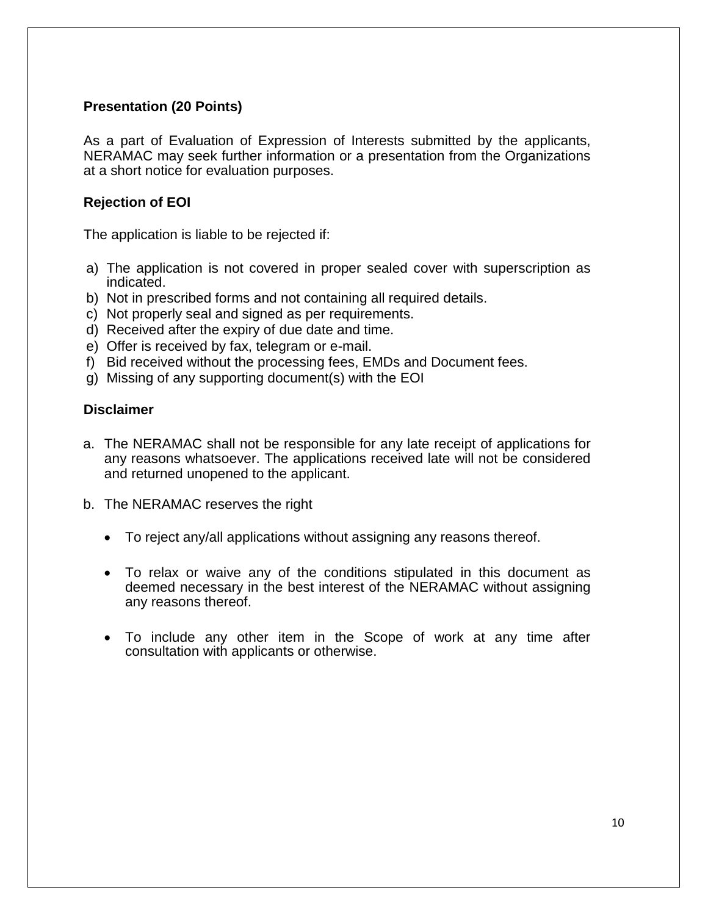**Presentation (20 Points)**

As a part of Evaluation of Expression of Interests submitted by the applicants, NERAMAC may seek further information or a presentation from the Organizations at a short notice for evaluation purposes.

**Rejection of EOI**

The application is liable to be rejected if:

a) The application is not covered in proper sealed cover with superscription as indicated.
b) Not in prescribed forms and not containing all required details.
c) Not properly seal and signed as per requirements.
d) Received after the expiry of due date and time.
e) Offer is received by fax, telegram or e-mail.
f) Bid received without the processing fees, EMDs and Document fees.
g) Missing of any supporting document(s) with the EOI

**Disclaimer**

a. The NERAMAC shall not be responsible for any late receipt of applications for any reasons whatsoever. The applications received late will not be considered and returned unopened to the applicant.

b. The NERAMAC reserves the right

- To reject any/all applications without assigning any reasons thereof.
- To relax or waive any of the conditions stipulated in this document as deemed necessary in the best interest of the NERAMAC without assigning any reasons thereof.
- To include any other item in the Scope of work at any time after consultation with applicants or otherwise.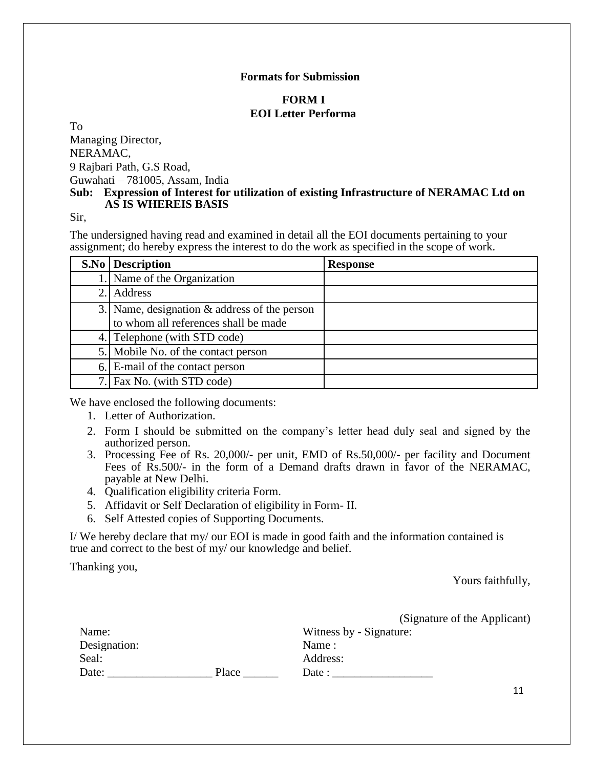**Formats for Submission**

**FORM I**
**EOI Letter Performa**

To
Managing Director,
NERAMAC,
9 Rajbari Path, G.S Road,
Guwahati – 781005, Assam, India

**Sub: Expression of Interest for utilization of existing Infrastructure of NERAMAC Ltd on AS IS WHEREIS BASIS**

Sir,

The undersigned having read and examined in detail all the EOI documents pertaining to your assignment; do hereby express the interest to do the work as specified in the scope of work.

| S.No | Description | Response |
|---|---|---|
| 1. | Name of the Organization | |
| 2. | Address | |
| 3. | Name, designation & address of the person to whom all references shall be made | |
| 4. | Telephone (with STD code) | |
| 5. | Mobile No. of the contact person | |
| 6. | E-mail of the contact person | |
| 7. | Fax No. (with STD code) | |

We have enclosed the following documents:

1. Letter of Authorization.
2. Form I should be submitted on the company's letter head duly seal and signed by the authorized person.
3. Processing Fee of Rs. 20,000/- per unit, EMD of Rs.50,000/- per facility and Document Fees of Rs.500/- in the form of a Demand drafts drawn in favor of the NERAMAC, payable at New Delhi.
4. Qualification eligibility criteria Form.
5. Affidavit or Self Declaration of eligibility in Form- II.
6. Self Attested copies of Supporting Documents.

I/ We hereby declare that my/ our EOI is made in good faith and the information contained is true and correct to the best of my/ our knowledge and belief.

Thanking you,

Yours faithfully,

(Signature of the Applicant)

Name:
Designation:
Seal:
Date: __________________ Place ______

Witness by - Signature:
Name :
Address:
Date : _________________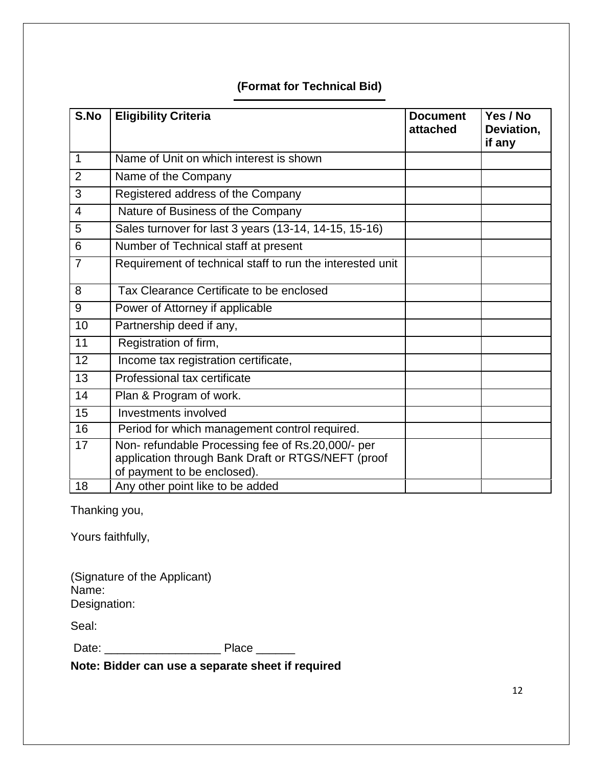**(Format for Technical Bid)**

| S.No | Eligibility Criteria | Document attached | Yes / No Deviation, if any |
|---|---|---|---|
| 1 | Name of Unit on which interest is shown | | |
| 2 | Name of the Company | | |
| 3 | Registered address of the Company | | |
| 4 | Nature of Business of the Company | | |
| 5 | Sales turnover for last 3 years (13-14, 14-15, 15-16) | | |
| 6 | Number of Technical staff at present | | |
| 7 | Requirement of technical staff to run the interested unit | | |
| 8 | Tax Clearance Certificate to be enclosed | | |
| 9 | Power of Attorney if applicable | | |
| 10 | Partnership deed if any, | | |
| 11 | Registration of firm, | | |
| 12 | Income tax registration certificate, | | |
| 13 | Professional tax certificate | | |
| 14 | Plan & Program of work. | | |
| 15 | Investments involved | | |
| 16 | Period for which management control required. | | |
| 17 | Non- refundable Processing fee of Rs.20,000/- per application through Bank Draft or RTGS/NEFT (proof of payment to be enclosed). | | |
| 18 | Any other point like to be added | | |

Thanking you,

Yours faithfully,

(Signature of the Applicant)
Name:
Designation:

Seal:

Date: __________________ Place ______

**Note: Bidder can use a separate sheet if required**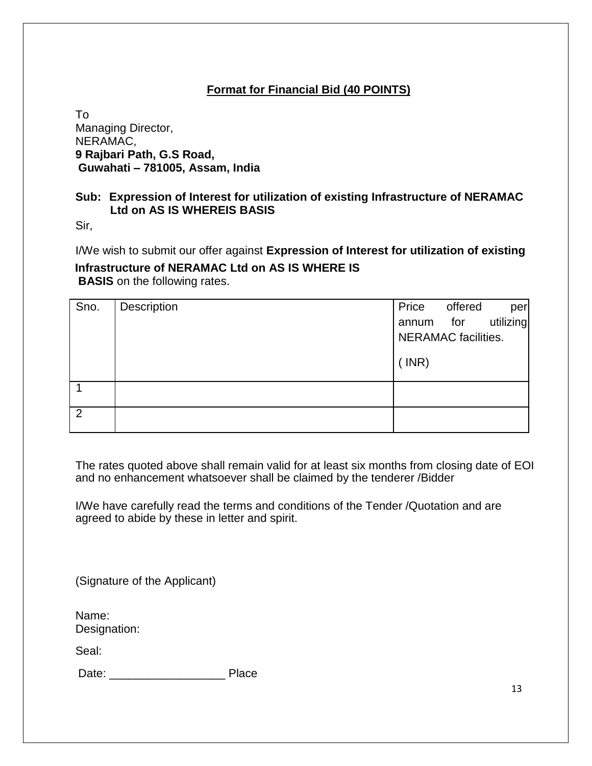## Format for Financial Bid (40 POINTS)

To
Managing Director,
NERAMAC,
**9 Rajbari Path, G.S Road,**
**Guwahati – 781005, Assam, India**

**Sub: Expression of Interest for utilization of existing Infrastructure of NERAMAC Ltd on AS IS WHEREIS BASIS**

Sir,

I/We wish to submit our offer against **Expression of Interest for utilization of existing Infrastructure of NERAMAC Ltd on AS IS WHERE IS BASIS** on the following rates.

| Sno. | Description | Price offered per annum for utilizing NERAMAC facilities. ( INR) |
|---|---|---|
| 1 | | |
| 2 | | |

The rates quoted above shall remain valid for at least six months from closing date of EOI and no enhancement whatsoever shall be claimed by the tenderer /Bidder

I/We have carefully read the terms and conditions of the Tender /Quotation and are agreed to abide by these in letter and spirit.

(Signature of the Applicant)

Name:
Designation:

Seal:

Date: __________________ Place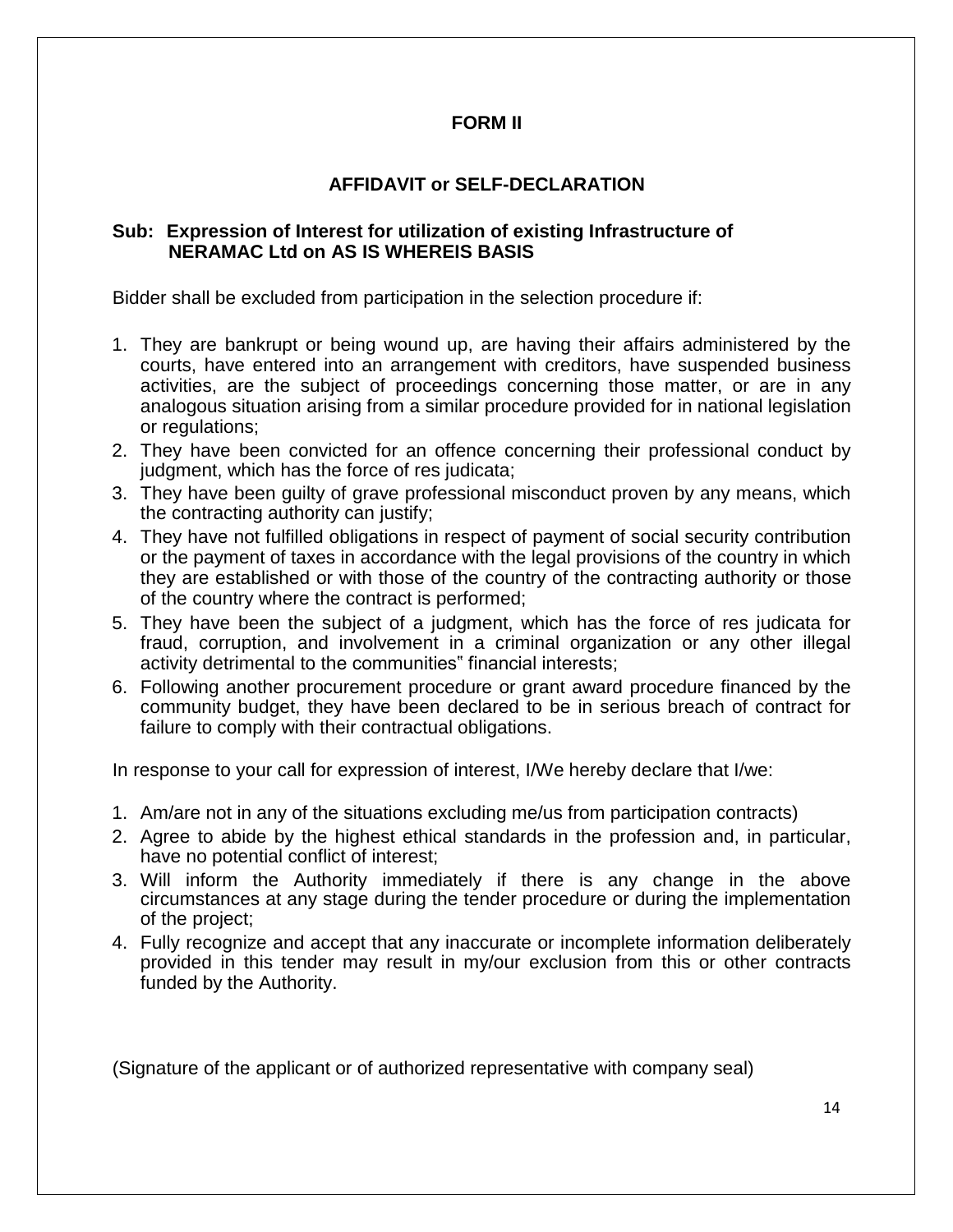## FORM II

## AFFIDAVIT or SELF-DECLARATION

**Sub: Expression of Interest for utilization of existing Infrastructure of NERAMAC Ltd on AS IS WHEREIS BASIS**

Bidder shall be excluded from participation in the selection procedure if:

1. They are bankrupt or being wound up, are having their affairs administered by the courts, have entered into an arrangement with creditors, have suspended business activities, are the subject of proceedings concerning those matter, or are in any analogous situation arising from a similar procedure provided for in national legislation or regulations;
2. They have been convicted for an offence concerning their professional conduct by judgment, which has the force of res judicata;
3. They have been guilty of grave professional misconduct proven by any means, which the contracting authority can justify;
4. They have not fulfilled obligations in respect of payment of social security contribution or the payment of taxes in accordance with the legal provisions of the country in which they are established or with those of the country of the contracting authority or those of the country where the contract is performed;
5. They have been the subject of a judgment, which has the force of res judicata for fraud, corruption, and involvement in a criminal organization or any other illegal activity detrimental to the communities" financial interests;
6. Following another procurement procedure or grant award procedure financed by the community budget, they have been declared to be in serious breach of contract for failure to comply with their contractual obligations.

In response to your call for expression of interest, I/We hereby declare that I/we:

1. Am/are not in any of the situations excluding me/us from participation contracts)
2. Agree to abide by the highest ethical standards in the profession and, in particular, have no potential conflict of interest;
3. Will inform the Authority immediately if there is any change in the above circumstances at any stage during the tender procedure or during the implementation of the project;
4. Fully recognize and accept that any inaccurate or incomplete information deliberately provided in this tender may result in my/our exclusion from this or other contracts funded by the Authority.

(Signature of the applicant or of authorized representative with company seal)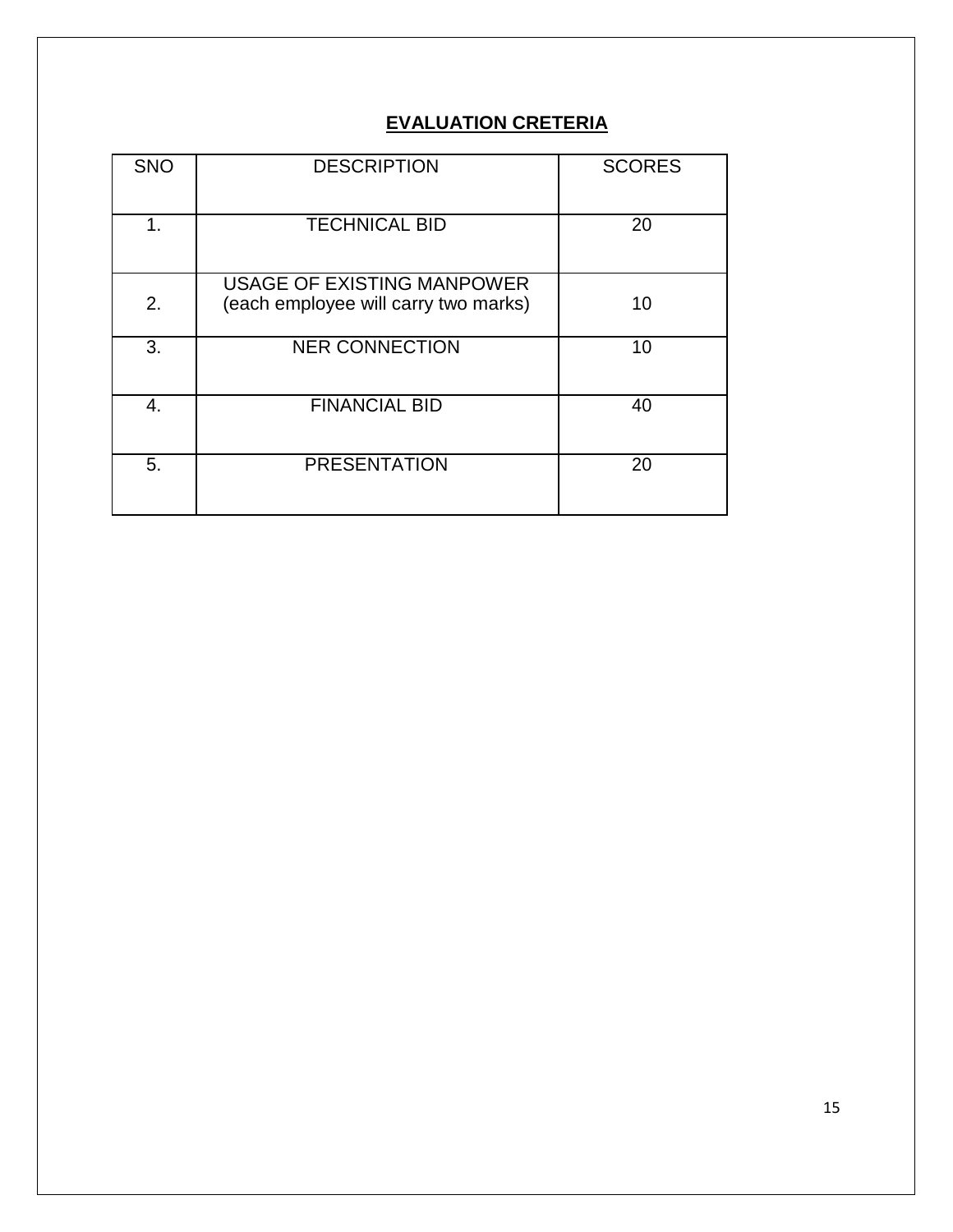## EVALUATION CRETERIA

| SNO | DESCRIPTION | SCORES |
|---|---|---|
| 1. | TECHNICAL BID | 20 |
| 2. | USAGE OF EXISTING MANPOWER (each employee will carry two marks) | 10 |
| 3. | NER CONNECTION | 10 |
| 4. | FINANCIAL BID | 40 |
| 5. | PRESENTATION | 20 |